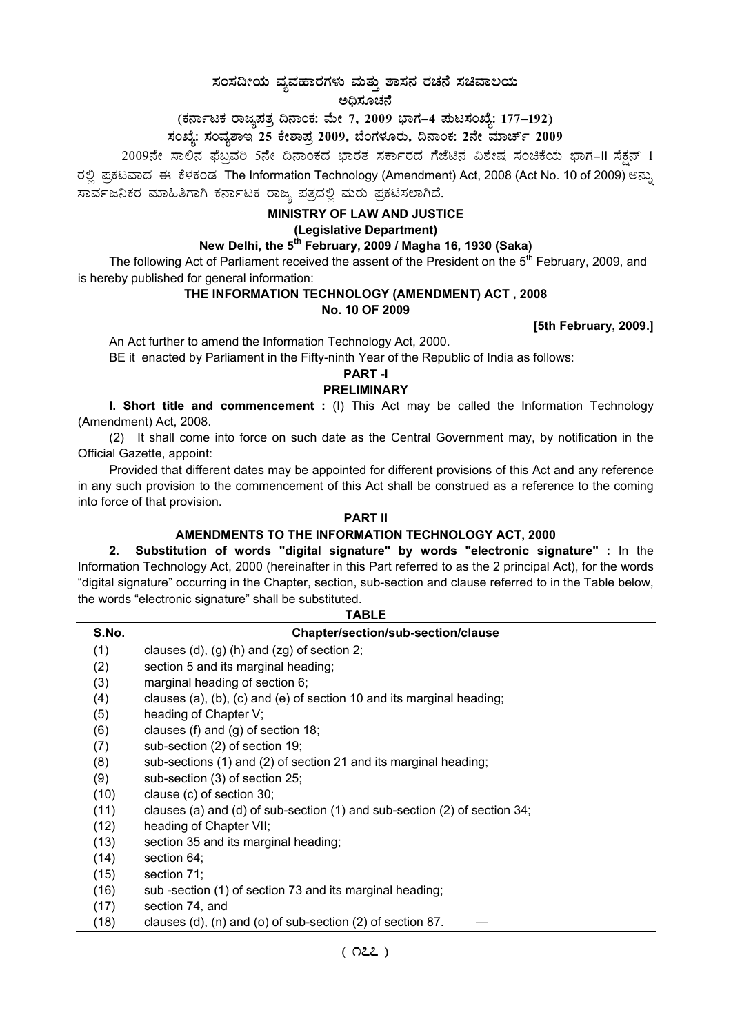# ಸಂಸದೀಯ ವ್ಯವಹಾರಗಳು ಮತ್ತು ಶಾಸನ ರಚನೆ ಸಚಿವಾಲಯ

## ಅಧಿಸೂಚನೆ

**(ಕರ್ನಾಟಕ ರಾಜ್ಯಪತ್ರ ದಿನಾಂಕ: ಮೇ 7, 2009 ಭಾಗ–4 ಪುಟಸಂಖ್ಯೆ: 177–192)**

**ಸಂಖ್ಯೆ: ಸಂವ್ಯಶಾಇ 25 ಕೇಶಾಪ್ರ 2009, ಬೆಂಗಳೂರು, ದಿನಾಂಕ: 2ನೇ ಮಾರ್ಚ್ 2009**

2009ನೇ ಸಾಲಿನ ಫೆಬ್ರವರಿ 5ನೇ ದಿನಾಂಕದ ಭಾರತ ಸರ್ಕಾರದ ಗೆಜೆಟಿನ ವಿಶೇಷ ಸಂಚಿಕೆಯ ಭಾಗ–II ಸೆಕ್ಷನ್ 1 ರಲ್ಲಿ ಪ್ರಕಟವಾದ ಈ ಕೆಳಕಂಡ The Information Technology (Amendment) Act, 2008 (Act No. 10 of 2009) ಅನ್ನು ಸಾರ್ವಜನಿಕರ ಮಾಹಿತಿಗಾಗಿ ಕರ್ನಾಟಕ ರಾಜ್ಯ ಪತ್ರದಲ್ಲಿ ಮರು ಪ್ರಕಟಿಸಲಾಗಿದೆ.

**MINISTRY OF LAW AND JUSTICE**

**(Legislative Department)**

**New Delhi, the 5th February, 2009 / Magha 16, 1930 (Saka)**

The following Act of Parliament received the assent of the President on the 5th February, 2009, and is hereby published for general information:

**THE INFORMATION TECHNOLOGY (AMENDMENT) ACT , 2008**

**No. 10 OF 2009**

**[5th February, 2009.]**

An Act further to amend the Information Technology Act, 2000.

BE it enacted by Parliament in the Fifty-ninth Year of the Republic of India as follows:

**PART -I**

**PRELIMINARY**

**I. Short title and commencement :** (I) This Act may be called the Information Technology (Amendment) Act, 2008.

(2) It shall come into force on such date as the Central Government may, by notification in the Official Gazette, appoint:

Provided that different dates may be appointed for different provisions of this Act and any reference in any such provision to the commencement of this Act shall be construed as a reference to the coming into force of that provision.

**PART II**

**AMENDMENTS TO THE INFORMATION TECHNOLOGY ACT, 2000**

**2. Substitution of words "digital signature" by words "electronic signature" :** In the Information Technology Act, 2000 (hereinafter in this Part referred to as the 2 principal Act), for the words "digital signature" occurring in the Chapter, section, sub-section and clause referred to in the Table below, the words "electronic signature" shall be substituted.

**TABLE**

| S.No. | Chapter/section/sub-section/clause |
|---|---|
| (1) | clauses (d), (g) (h) and (zg) of section 2; |
| (2) | section 5 and its marginal heading; |
| (3) | marginal heading of section 6; |
| (4) | clauses (a), (b), (c) and (e) of section 10 and its marginal heading; |
| (5) | heading of Chapter V; |
| (6) | clauses (f) and (g) of section 18; |
| (7) | sub-section (2) of section 19; |
| (8) | sub-sections (1) and (2) of section 21 and its marginal heading; |
| (9) | sub-section (3) of section 25; |
| (10) | clause (c) of section 30; |
| (11) | clauses (a) and (d) of sub-section (1) and sub-section (2) of section 34; |
| (12) | heading of Chapter VII; |
| (13) | section 35 and its marginal heading; |
| (14) | section 64; |
| (15) | section 71; |
| (16) | sub -section (1) of section 73 and its marginal heading; |
| (17) | section 74, and |
| (18) | clauses (d), (n) and (o) of sub-section (2) of section 87. — |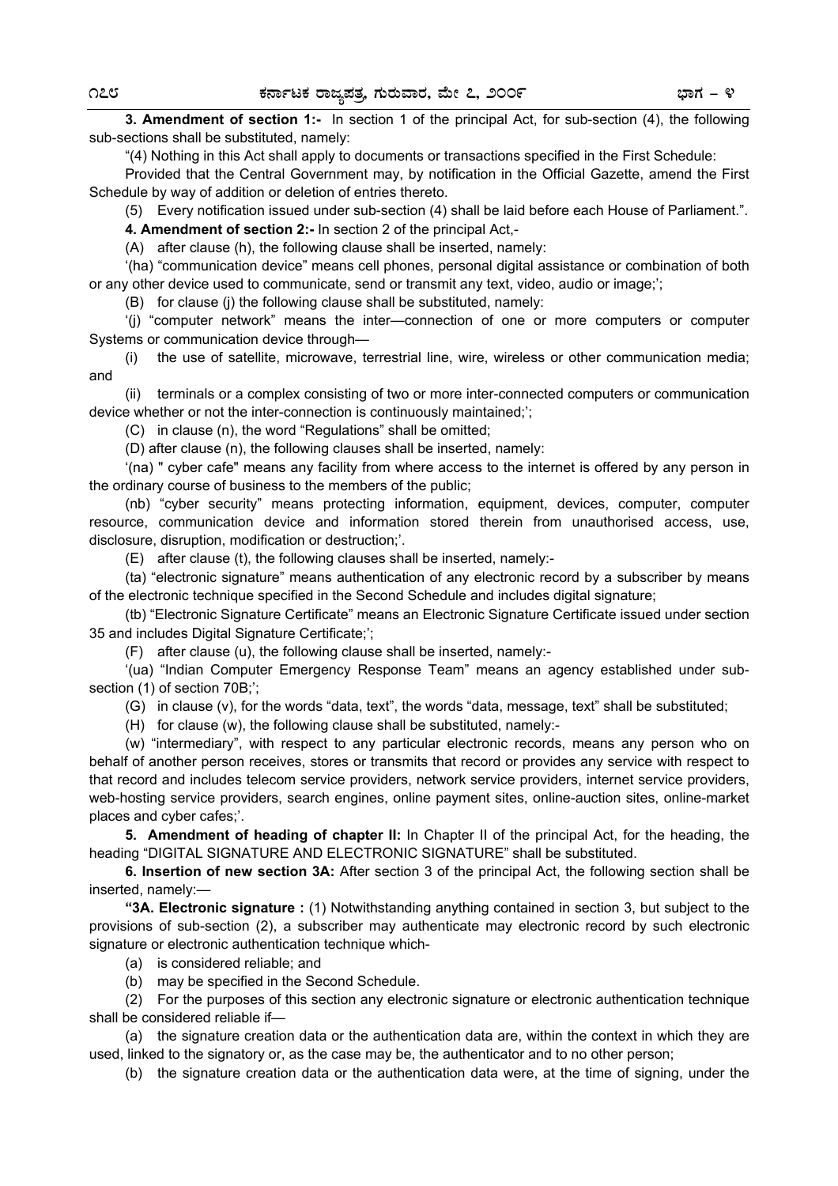**3. Amendment of section 1:-** In section 1 of the principal Act, for sub-section (4), the following sub-sections shall be substituted, namely:

"(4) Nothing in this Act shall apply to documents or transactions specified in the First Schedule:

Provided that the Central Government may, by notification in the Official Gazette, amend the First Schedule by way of addition or deletion of entries thereto.

(5) Every notification issued under sub-section (4) shall be laid before each House of Parliament.".

**4. Amendment of section 2:-** In section 2 of the principal Act,-

(A) after clause (h), the following clause shall be inserted, namely:

'(ha) "communication device" means cell phones, personal digital assistance or combination of both or any other device used to communicate, send or transmit any text, video, audio or image;';

(B) for clause (j) the following clause shall be substituted, namely:

'(j) "computer network" means the inter—connection of one or more computers or computer Systems or communication device through—

(i) the use of satellite, microwave, terrestrial line, wire, wireless or other communication media; and

(ii) terminals or a complex consisting of two or more inter-connected computers or communication device whether or not the inter-connection is continuously maintained;';

(C) in clause (n), the word "Regulations" shall be omitted;

(D) after clause (n), the following clauses shall be inserted, namely:

'(na) " cyber cafe" means any facility from where access to the internet is offered by any person in the ordinary course of business to the members of the public;

(nb) "cyber security" means protecting information, equipment, devices, computer, computer resource, communication device and information stored therein from unauthorised access, use, disclosure, disruption, modification or destruction;'.

(E) after clause (t), the following clauses shall be inserted, namely:-

(ta) "electronic signature" means authentication of any electronic record by a subscriber by means of the electronic technique specified in the Second Schedule and includes digital signature;

(tb) "Electronic Signature Certificate" means an Electronic Signature Certificate issued under section 35 and includes Digital Signature Certificate;';

(F) after clause (u), the following clause shall be inserted, namely:-

'(ua) "Indian Computer Emergency Response Team" means an agency established under sub-section (1) of section 70B;';

(G) in clause (v), for the words "data, text", the words "data, message, text" shall be substituted;

(H) for clause (w), the following clause shall be substituted, namely:-

(w) "intermediary", with respect to any particular electronic records, means any person who on behalf of another person receives, stores or transmits that record or provides any service with respect to that record and includes telecom service providers, network service providers, internet service providers, web-hosting service providers, search engines, online payment sites, online-auction sites, online-market places and cyber cafes;'.

**5. Amendment of heading of chapter II:** In Chapter II of the principal Act, for the heading, the heading "DIGITAL SIGNATURE AND ELECTRONIC SIGNATURE" shall be substituted.

**6. Insertion of new section 3A:** After section 3 of the principal Act, the following section shall be inserted, namely:—

**"3A. Electronic signature :** (1) Notwithstanding anything contained in section 3, but subject to the provisions of sub-section (2), a subscriber may authenticate may electronic record by such electronic signature or electronic authentication technique which-

(a) is considered reliable; and

(b) may be specified in the Second Schedule.

(2) For the purposes of this section any electronic signature or electronic authentication technique shall be considered reliable if—

(a) the signature creation data or the authentication data are, within the context in which they are used, linked to the signatory or, as the case may be, the authenticator and to no other person;

(b) the signature creation data or the authentication data were, at the time of signing, under the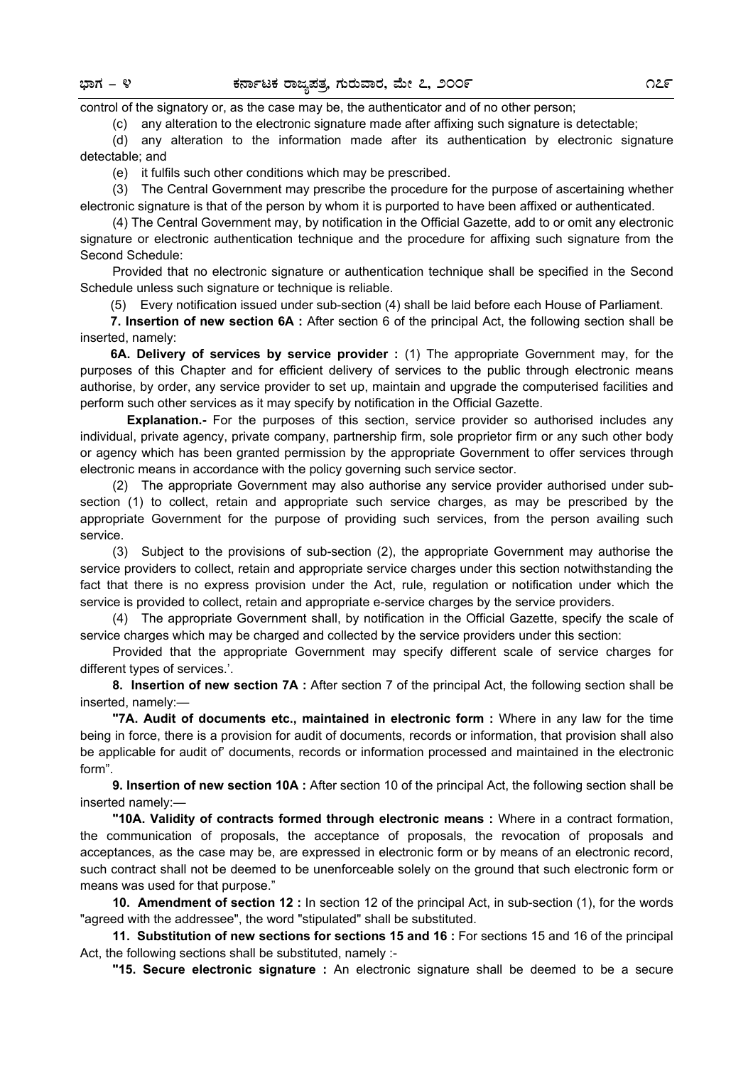control of the signatory or, as the case may be, the authenticator and of no other person;

(c) any alteration to the electronic signature made after affixing such signature is detectable;

(d) any alteration to the information made after its authentication by electronic signature detectable; and

(e) it fulfils such other conditions which may be prescribed.

(3) The Central Government may prescribe the procedure for the purpose of ascertaining whether electronic signature is that of the person by whom it is purported to have been affixed or authenticated.

(4) The Central Government may, by notification in the Official Gazette, add to or omit any electronic signature or electronic authentication technique and the procedure for affixing such signature from the Second Schedule:

Provided that no electronic signature or authentication technique shall be specified in the Second Schedule unless such signature or technique is reliable.

(5) Every notification issued under sub-section (4) shall be laid before each House of Parliament.

**7. Insertion of new section 6A :** After section 6 of the principal Act, the following section shall be inserted, namely:

**6A. Delivery of services by service provider :** (1) The appropriate Government may, for the purposes of this Chapter and for efficient delivery of services to the public through electronic means authorise, by order, any service provider to set up, maintain and upgrade the computerised facilities and perform such other services as it may specify by notification in the Official Gazette.

**Explanation.-** For the purposes of this section, service provider so authorised includes any individual, private agency, private company, partnership firm, sole proprietor firm or any such other body or agency which has been granted permission by the appropriate Government to offer services through electronic means in accordance with the policy governing such service sector.

(2) The appropriate Government may also authorise any service provider authorised under sub-section (1) to collect, retain and appropriate such service charges, as may be prescribed by the appropriate Government for the purpose of providing such services, from the person availing such service.

(3) Subject to the provisions of sub-section (2), the appropriate Government may authorise the service providers to collect, retain and appropriate service charges under this section notwithstanding the fact that there is no express provision under the Act, rule, regulation or notification under which the service is provided to collect, retain and appropriate e-service charges by the service providers.

(4) The appropriate Government shall, by notification in the Official Gazette, specify the scale of service charges which may be charged and collected by the service providers under this section:

Provided that the appropriate Government may specify different scale of service charges for different types of services.'.

**8. Insertion of new section 7A :** After section 7 of the principal Act, the following section shall be inserted, namely:—

**"7A. Audit of documents etc., maintained in electronic form :** Where in any law for the time being in force, there is a provision for audit of documents, records or information, that provision shall also be applicable for audit of' documents, records or information processed and maintained in the electronic form".

**9. Insertion of new section 10A :** After section 10 of the principal Act, the following section shall be inserted namely:—

**"10A. Validity of contracts formed through electronic means :** Where in a contract formation, the communication of proposals, the acceptance of proposals, the revocation of proposals and acceptances, as the case may be, are expressed in electronic form or by means of an electronic record, such contract shall not be deemed to be unenforceable solely on the ground that such electronic form or means was used for that purpose."

**10. Amendment of section 12 :** In section 12 of the principal Act, in sub-section (1), for the words "agreed with the addressee", the word "stipulated" shall be substituted.

**11. Substitution of new sections for sections 15 and 16 :** For sections 15 and 16 of the principal Act, the following sections shall be substituted, namely :-

**"15. Secure electronic signature :** An electronic signature shall be deemed to be a secure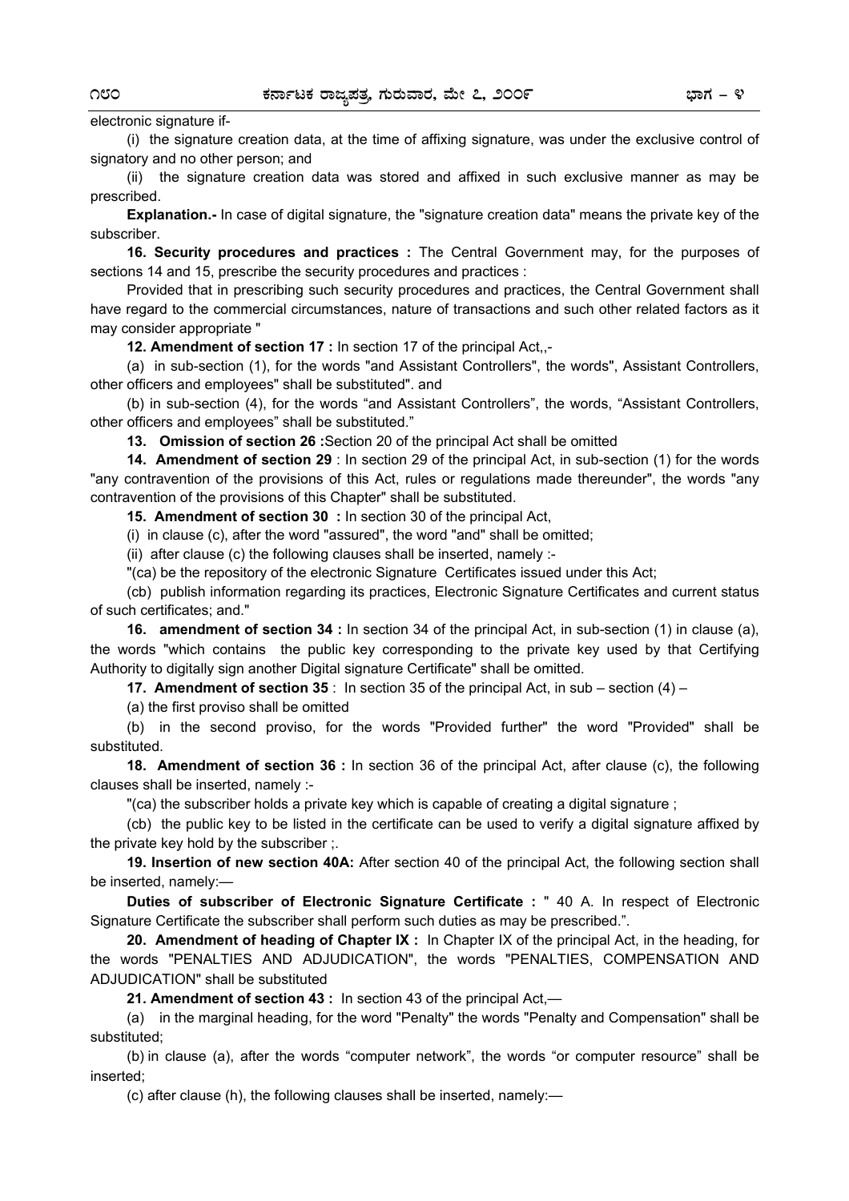electronic signature if-

(i) the signature creation data, at the time of affixing signature, was under the exclusive control of signatory and no other person; and

(ii) the signature creation data was stored and affixed in such exclusive manner as may be prescribed.

**Explanation.-** In case of digital signature, the "signature creation data" means the private key of the subscriber.

**16. Security procedures and practices :** The Central Government may, for the purposes of sections 14 and 15, prescribe the security procedures and practices :

Provided that in prescribing such security procedures and practices, the Central Government shall have regard to the commercial circumstances, nature of transactions and such other related factors as it may consider appropriate "

**12. Amendment of section 17 :** In section 17 of the principal Act,,-

(a) in sub-section (1), for the words "and Assistant Controllers", the words", Assistant Controllers, other officers and employees" shall be substituted". and

(b) in sub-section (4), for the words "and Assistant Controllers", the words, "Assistant Controllers, other officers and employees" shall be substituted."

**13. Omission of section 26 :**Section 20 of the principal Act shall be omitted

**14. Amendment of section 29** : In section 29 of the principal Act, in sub-section (1) for the words "any contravention of the provisions of this Act, rules or regulations made thereunder", the words "any contravention of the provisions of this Chapter" shall be substituted.

**15. Amendment of section 30 :** In section 30 of the principal Act,

(i) in clause (c), after the word "assured", the word "and" shall be omitted;

(ii) after clause (c) the following clauses shall be inserted, namely :-

"(ca) be the repository of the electronic Signature Certificates issued under this Act;

(cb) publish information regarding its practices, Electronic Signature Certificates and current status of such certificates; and."

**16. amendment of section 34 :** In section 34 of the principal Act, in sub-section (1) in clause (a), the words "which contains the public key corresponding to the private key used by that Certifying Authority to digitally sign another Digital signature Certificate" shall be omitted.

**17. Amendment of section 35** : In section 35 of the principal Act, in sub – section (4) –

(a) the first proviso shall be omitted

(b) in the second proviso, for the words "Provided further" the word "Provided" shall be substituted.

**18. Amendment of section 36 :** In section 36 of the principal Act, after clause (c), the following clauses shall be inserted, namely :-

"(ca) the subscriber holds a private key which is capable of creating a digital signature ;

(cb) the public key to be listed in the certificate can be used to verify a digital signature affixed by the private key hold by the subscriber ;.

**19. Insertion of new section 40A:** After section 40 of the principal Act, the following section shall be inserted, namely:—

**Duties of subscriber of Electronic Signature Certificate :** " 40 A. In respect of Electronic Signature Certificate the subscriber shall perform such duties as may be prescribed.".

**20. Amendment of heading of Chapter IX :** In Chapter IX of the principal Act, in the heading, for the words "PENALTIES AND ADJUDICATION", the words "PENALTIES, COMPENSATION AND ADJUDICATION" shall be substituted

**21. Amendment of section 43 :** In section 43 of the principal Act,—

(a) in the marginal heading, for the word "Penalty" the words "Penalty and Compensation" shall be substituted;

(b) in clause (a), after the words "computer network", the words "or computer resource" shall be inserted;

(c) after clause (h), the following clauses shall be inserted, namely:—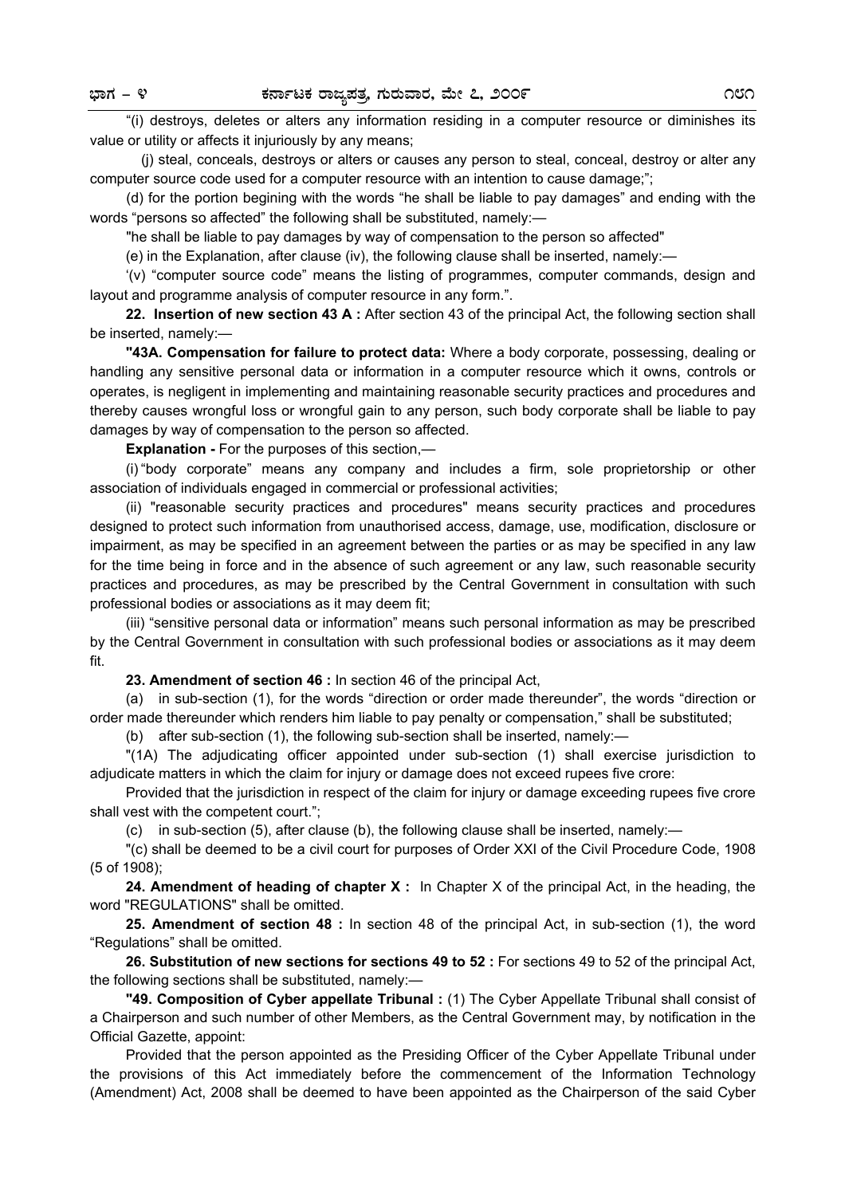"(i) destroys, deletes or alters any information residing in a computer resource or diminishes its value or utility or affects it injuriously by any means;

(j) steal, conceals, destroys or alters or causes any person to steal, conceal, destroy or alter any computer source code used for a computer resource with an intention to cause damage;";

(d) for the portion begining with the words "he shall be liable to pay damages" and ending with the words "persons so affected" the following shall be substituted, namely:—

"he shall be liable to pay damages by way of compensation to the person so affected"

(e) in the Explanation, after clause (iv), the following clause shall be inserted, namely:—

'(v) "computer source code" means the listing of programmes, computer commands, design and layout and programme analysis of computer resource in any form.".

**22. Insertion of new section 43 A :** After section 43 of the principal Act, the following section shall be inserted, namely:—

**"43A. Compensation for failure to protect data:** Where a body corporate, possessing, dealing or handling any sensitive personal data or information in a computer resource which it owns, controls or operates, is negligent in implementing and maintaining reasonable security practices and procedures and thereby causes wrongful loss or wrongful gain to any person, such body corporate shall be liable to pay damages by way of compensation to the person so affected.

**Explanation -** For the purposes of this section,—

(i) "body corporate" means any company and includes a firm, sole proprietorship or other association of individuals engaged in commercial or professional activities;

(ii) "reasonable security practices and procedures" means security practices and procedures designed to protect such information from unauthorised access, damage, use, modification, disclosure or impairment, as may be specified in an agreement between the parties or as may be specified in any law for the time being in force and in the absence of such agreement or any law, such reasonable security practices and procedures, as may be prescribed by the Central Government in consultation with such professional bodies or associations as it may deem fit;

(iii) "sensitive personal data or information" means such personal information as may be prescribed by the Central Government in consultation with such professional bodies or associations as it may deem fit.

**23. Amendment of section 46 :** In section 46 of the principal Act,

(a) in sub-section (1), for the words "direction or order made thereunder", the words "direction or order made thereunder which renders him liable to pay penalty or compensation," shall be substituted;

(b) after sub-section (1), the following sub-section shall be inserted, namely:—

"(1A) The adjudicating officer appointed under sub-section (1) shall exercise jurisdiction to adjudicate matters in which the claim for injury or damage does not exceed rupees five crore:

Provided that the jurisdiction in respect of the claim for injury or damage exceeding rupees five crore shall vest with the competent court.";

(c) in sub-section (5), after clause (b), the following clause shall be inserted, namely:—

"(c) shall be deemed to be a civil court for purposes of Order XXI of the Civil Procedure Code, 1908 (5 of 1908);

**24. Amendment of heading of chapter X :** In Chapter X of the principal Act, in the heading, the word "REGULATIONS" shall be omitted.

**25. Amendment of section 48 :** In section 48 of the principal Act, in sub-section (1), the word "Regulations" shall be omitted.

**26. Substitution of new sections for sections 49 to 52 :** For sections 49 to 52 of the principal Act, the following sections shall be substituted, namely:—

**"49. Composition of Cyber appellate Tribunal :** (1) The Cyber Appellate Tribunal shall consist of a Chairperson and such number of other Members, as the Central Government may, by notification in the Official Gazette, appoint:

Provided that the person appointed as the Presiding Officer of the Cyber Appellate Tribunal under the provisions of this Act immediately before the commencement of the Information Technology (Amendment) Act, 2008 shall be deemed to have been appointed as the Chairperson of the said Cyber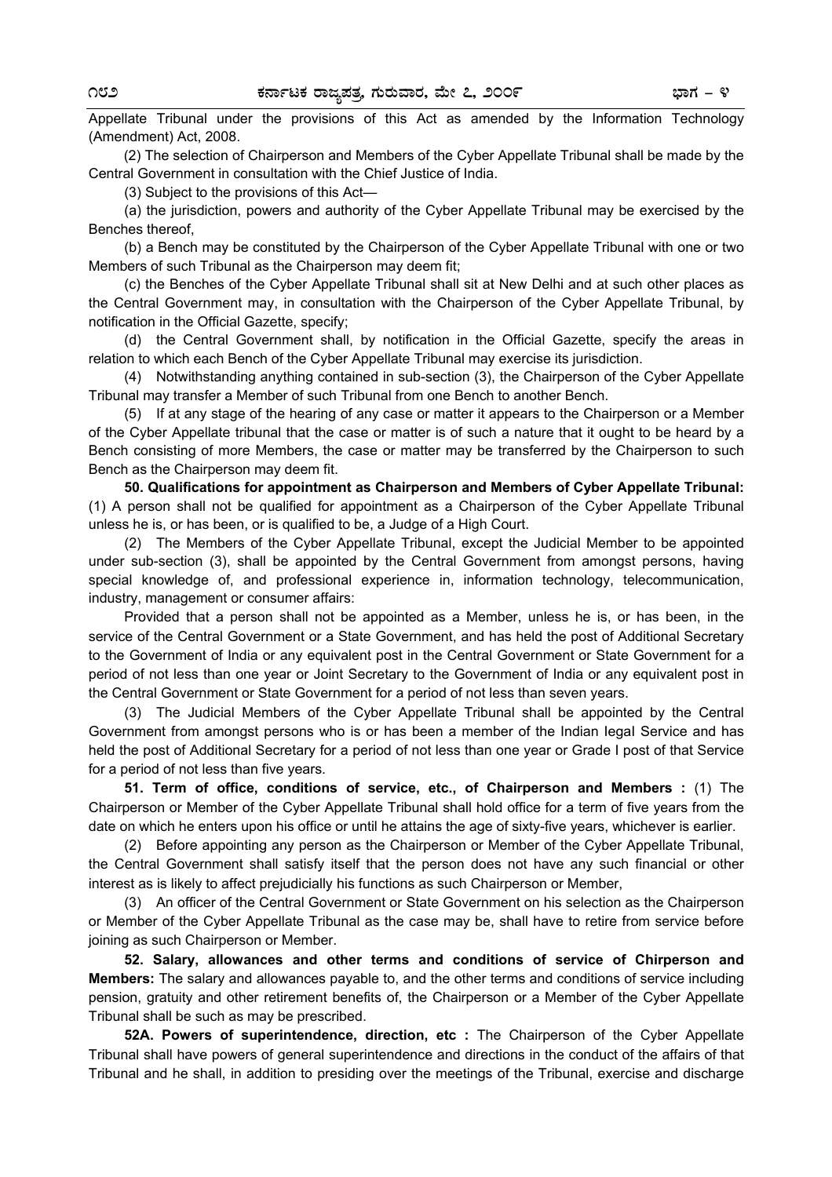Appellate Tribunal under the provisions of this Act as amended by the Information Technology (Amendment) Act, 2008.

(2) The selection of Chairperson and Members of the Cyber Appellate Tribunal shall be made by the Central Government in consultation with the Chief Justice of India.

(3) Subject to the provisions of this Act—

(a) the jurisdiction, powers and authority of the Cyber Appellate Tribunal may be exercised by the Benches thereof,

(b) a Bench may be constituted by the Chairperson of the Cyber Appellate Tribunal with one or two Members of such Tribunal as the Chairperson may deem fit;

(c) the Benches of the Cyber Appellate Tribunal shall sit at New Delhi and at such other places as the Central Government may, in consultation with the Chairperson of the Cyber Appellate Tribunal, by notification in the Official Gazette, specify;

(d) the Central Government shall, by notification in the Official Gazette, specify the areas in relation to which each Bench of the Cyber Appellate Tribunal may exercise its jurisdiction.

(4) Notwithstanding anything contained in sub-section (3), the Chairperson of the Cyber Appellate Tribunal may transfer a Member of such Tribunal from one Bench to another Bench.

(5) If at any stage of the hearing of any case or matter it appears to the Chairperson or a Member of the Cyber Appellate tribunal that the case or matter is of such a nature that it ought to be heard by a Bench consisting of more Members, the case or matter may be transferred by the Chairperson to such Bench as the Chairperson may deem fit.

**50. Qualifications for appointment as Chairperson and Members of Cyber Appellate Tribunal:** (1) A person shall not be qualified for appointment as a Chairperson of the Cyber Appellate Tribunal unless he is, or has been, or is qualified to be, a Judge of a High Court.

(2) The Members of the Cyber Appellate Tribunal, except the Judicial Member to be appointed under sub-section (3), shall be appointed by the Central Government from amongst persons, having special knowledge of, and professional experience in, information technology, telecommunication, industry, management or consumer affairs:

Provided that a person shall not be appointed as a Member, unless he is, or has been, in the service of the Central Government or a State Government, and has held the post of Additional Secretary to the Government of India or any equivalent post in the Central Government or State Government for a period of not less than one year or Joint Secretary to the Government of India or any equivalent post in the Central Government or State Government for a period of not less than seven years.

(3) The Judicial Members of the Cyber Appellate Tribunal shall be appointed by the Central Government from amongst persons who is or has been a member of the Indian legal Service and has held the post of Additional Secretary for a period of not less than one year or Grade I post of that Service for a period of not less than five years.

**51. Term of office, conditions of service, etc., of Chairperson and Members :** (1) The Chairperson or Member of the Cyber Appellate Tribunal shall hold office for a term of five years from the date on which he enters upon his office or until he attains the age of sixty-five years, whichever is earlier.

(2) Before appointing any person as the Chairperson or Member of the Cyber Appellate Tribunal, the Central Government shall satisfy itself that the person does not have any such financial or other interest as is likely to affect prejudicially his functions as such Chairperson or Member,

(3) An officer of the Central Government or State Government on his selection as the Chairperson or Member of the Cyber Appellate Tribunal as the case may be, shall have to retire from service before joining as such Chairperson or Member.

**52. Salary, allowances and other terms and conditions of service of Chirperson and Members:** The salary and allowances payable to, and the other terms and conditions of service including pension, gratuity and other retirement benefits of, the Chairperson or a Member of the Cyber Appellate Tribunal shall be such as may be prescribed.

**52A. Powers of superintendence, direction, etc :** The Chairperson of the Cyber Appellate Tribunal shall have powers of general superintendence and directions in the conduct of the affairs of that Tribunal and he shall, in addition to presiding over the meetings of the Tribunal, exercise and discharge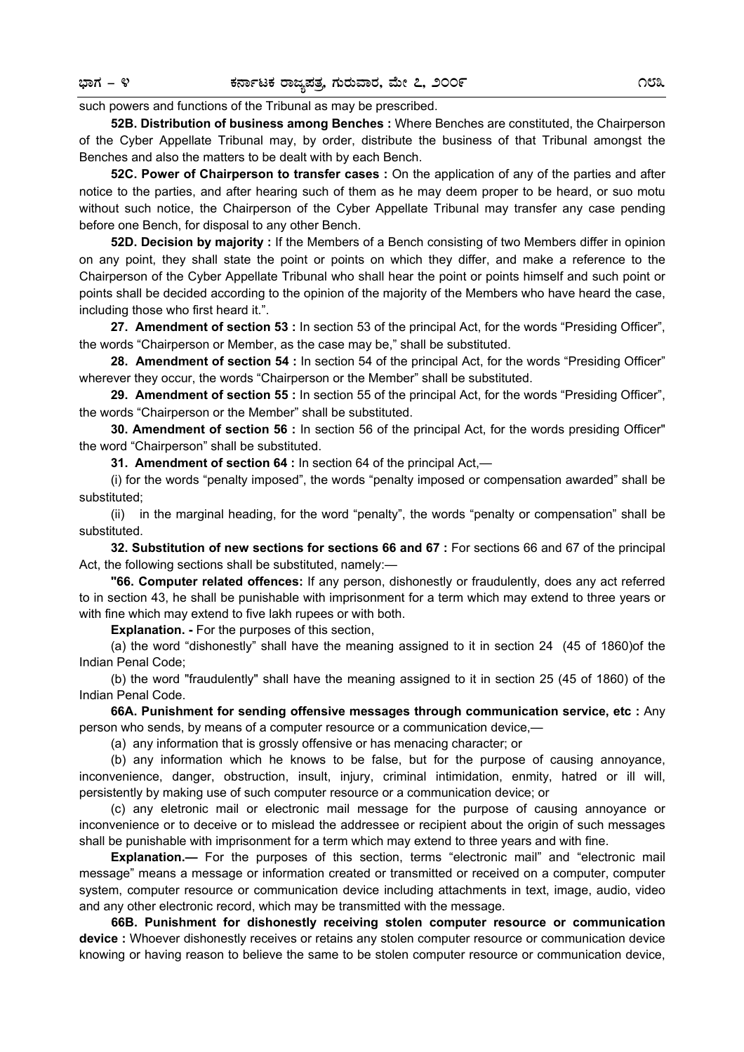such powers and functions of the Tribunal as may be prescribed.

**52B. Distribution of business among Benches :** Where Benches are constituted, the Chairperson of the Cyber Appellate Tribunal may, by order, distribute the business of that Tribunal amongst the Benches and also the matters to be dealt with by each Bench.

**52C. Power of Chairperson to transfer cases :** On the application of any of the parties and after notice to the parties, and after hearing such of them as he may deem proper to be heard, or suo motu without such notice, the Chairperson of the Cyber Appellate Tribunal may transfer any case pending before one Bench, for disposal to any other Bench.

**52D. Decision by majority :** If the Members of a Bench consisting of two Members differ in opinion on any point, they shall state the point or points on which they differ, and make a reference to the Chairperson of the Cyber Appellate Tribunal who shall hear the point or points himself and such point or points shall be decided according to the opinion of the majority of the Members who have heard the case, including those who first heard it.".

**27. Amendment of section 53 :** In section 53 of the principal Act, for the words "Presiding Officer", the words "Chairperson or Member, as the case may be," shall be substituted.

**28. Amendment of section 54 :** In section 54 of the principal Act, for the words "Presiding Officer" wherever they occur, the words "Chairperson or the Member" shall be substituted.

**29. Amendment of section 55 :** In section 55 of the principal Act, for the words "Presiding Officer", the words "Chairperson or the Member" shall be substituted.

**30. Amendment of section 56 :** In section 56 of the principal Act, for the words presiding Officer" the word "Chairperson" shall be substituted.

**31. Amendment of section 64 :** In section 64 of the principal Act,—

(i) for the words "penalty imposed", the words "penalty imposed or compensation awarded" shall be substituted;

(ii) in the marginal heading, for the word "penalty", the words "penalty or compensation" shall be substituted.

**32. Substitution of new sections for sections 66 and 67 :** For sections 66 and 67 of the principal Act, the following sections shall be substituted, namely:—

**"66. Computer related offences:** If any person, dishonestly or fraudulently, does any act referred to in section 43, he shall be punishable with imprisonment for a term which may extend to three years or with fine which may extend to five lakh rupees or with both.

**Explanation. -** For the purposes of this section,

(a) the word "dishonestly" shall have the meaning assigned to it in section 24 (45 of 1860)of the Indian Penal Code;

(b) the word "fraudulently" shall have the meaning assigned to it in section 25 (45 of 1860) of the Indian Penal Code.

**66A. Punishment for sending offensive messages through communication service, etc :** Any person who sends, by means of a computer resource or a communication device,—

(a) any information that is grossly offensive or has menacing character; or

(b) any information which he knows to be false, but for the purpose of causing annoyance, inconvenience, danger, obstruction, insult, injury, criminal intimidation, enmity, hatred or ill will, persistently by making use of such computer resource or a communication device; or

(c) any eletronic mail or electronic mail message for the purpose of causing annoyance or inconvenience or to deceive or to mislead the addressee or recipient about the origin of such messages shall be punishable with imprisonment for a term which may extend to three years and with fine.

**Explanation.—** For the purposes of this section, terms "electronic mail" and "electronic mail message" means a message or information created or transmitted or received on a computer, computer system, computer resource or communication device including attachments in text, image, audio, video and any other electronic record, which may be transmitted with the message.

**66B. Punishment for dishonestly receiving stolen computer resource or communication device :** Whoever dishonestly receives or retains any stolen computer resource or communication device knowing or having reason to believe the same to be stolen computer resource or communication device,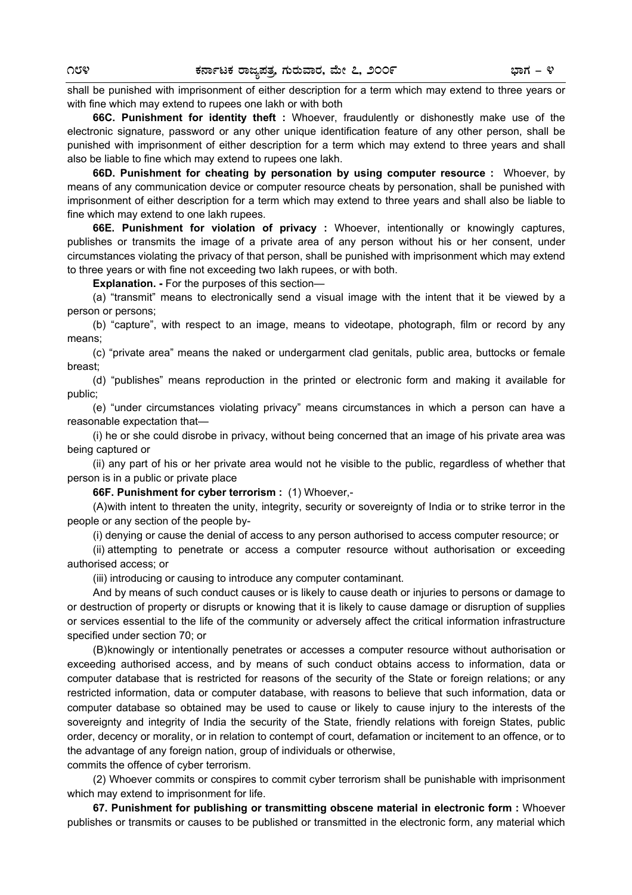shall be punished with imprisonment of either description for a term which may extend to three years or with fine which may extend to rupees one lakh or with both

**66C. Punishment for identity theft :** Whoever, fraudulently or dishonestly make use of the electronic signature, password or any other unique identification feature of any other person, shall be punished with imprisonment of either description for a term which may extend to three years and shall also be liable to fine which may extend to rupees one lakh.

**66D. Punishment for cheating by personation by using computer resource :** Whoever, by means of any communication device or computer resource cheats by personation, shall be punished with imprisonment of either description for a term which may extend to three years and shall also be liable to fine which may extend to one lakh rupees.

**66E. Punishment for violation of privacy :** Whoever, intentionally or knowingly captures, publishes or transmits the image of a private area of any person without his or her consent, under circumstances violating the privacy of that person, shall be punished with imprisonment which may extend to three years or with fine not exceeding two Iakh rupees, or with both.

**Explanation. -** For the purposes of this section—

(a) "transmit" means to electronically send a visual image with the intent that it be viewed by a person or persons;

(b) "capture", with respect to an image, means to videotape, photograph, film or record by any means;

(c) "private area" means the naked or undergarment clad genitals, public area, buttocks or female breast;

(d) "publishes" means reproduction in the printed or electronic form and making it available for public;

(e) "under circumstances violating privacy" means circumstances in which a person can have a reasonable expectation that—

(i) he or she could disrobe in privacy, without being concerned that an image of his private area was being captured or

(ii) any part of his or her private area would not he visible to the public, regardless of whether that person is in a public or private place

**66F. Punishment for cyber terrorism :** (1) Whoever,-

(A)with intent to threaten the unity, integrity, security or sovereignty of India or to strike terror in the people or any section of the people by-

(i) denying or cause the denial of access to any person authorised to access computer resource; or

(ii) attempting to penetrate or access a computer resource without authorisation or exceeding authorised access; or

(iii) introducing or causing to introduce any computer contaminant.

And by means of such conduct causes or is likely to cause death or injuries to persons or damage to or destruction of property or disrupts or knowing that it is likely to cause damage or disruption of supplies or services essential to the life of the community or adversely affect the critical information infrastructure specified under section 70; or

(B)knowingly or intentionally penetrates or accesses a computer resource without authorisation or exceeding authorised access, and by means of such conduct obtains access to information, data or computer database that is restricted for reasons of the security of the State or foreign relations; or any restricted information, data or computer database, with reasons to believe that such information, data or computer database so obtained may be used to cause or likely to cause injury to the interests of the sovereignty and integrity of India the security of the State, friendly relations with foreign States, public order, decency or morality, or in relation to contempt of court, defamation or incitement to an offence, or to the advantage of any foreign nation, group of individuals or otherwise,

commits the offence of cyber terrorism.

(2) Whoever commits or conspires to commit cyber terrorism shall be punishable with imprisonment which may extend to imprisonment for life.

**67. Punishment for publishing or transmitting obscene material in electronic form :** Whoever publishes or transmits or causes to be published or transmitted in the electronic form, any material which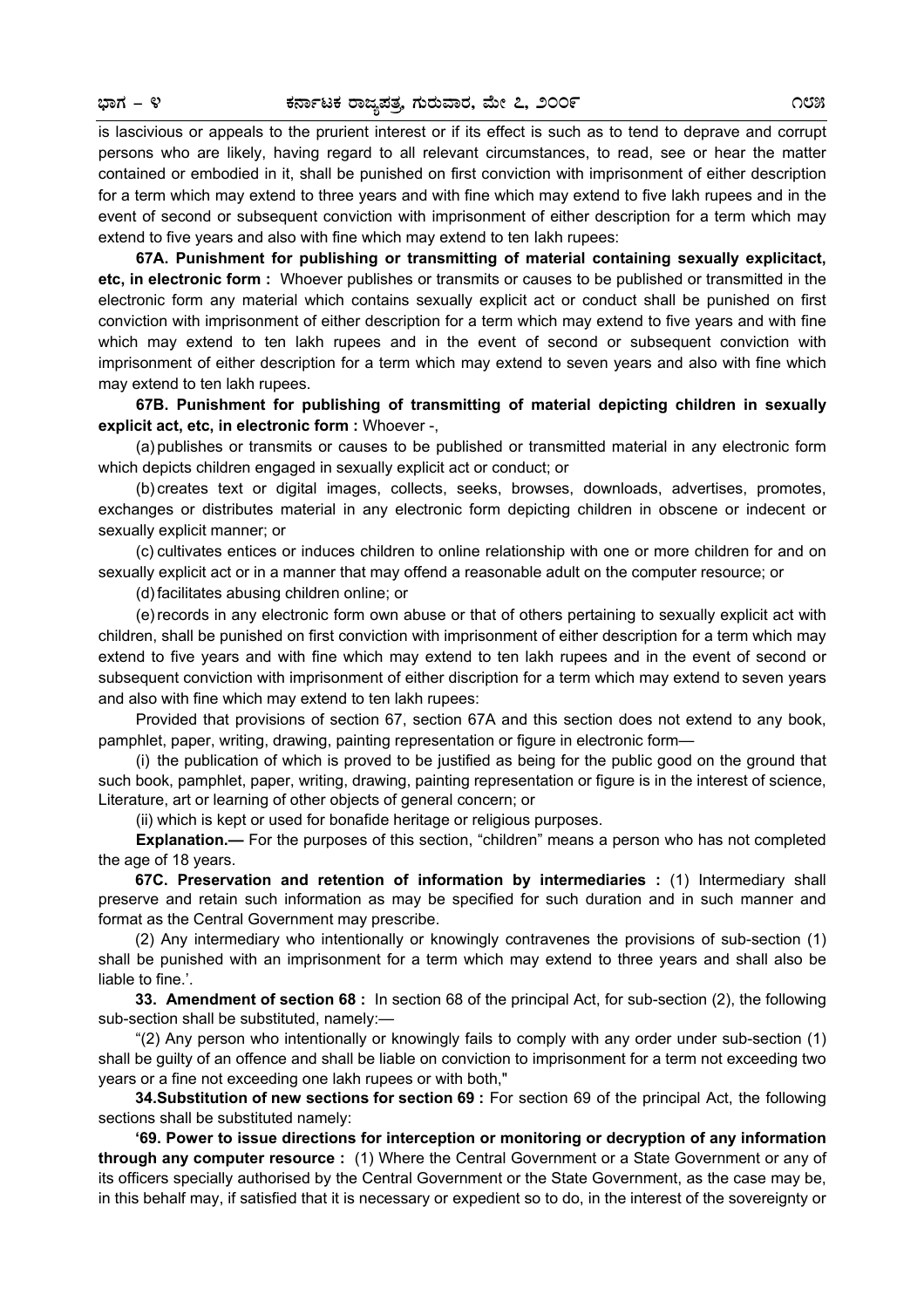is lascivious or appeals to the prurient interest or if its effect is such as to tend to deprave and corrupt persons who are likely, having regard to all relevant circumstances, to read, see or hear the matter contained or embodied in it, shall be punished on first conviction with imprisonment of either description for a term which may extend to three years and with fine which may extend to five lakh rupees and in the event of second or subsequent conviction with imprisonment of either description for a term which may extend to five years and also with fine which may extend to ten lakh rupees:

**67A. Punishment for publishing or transmitting of material containing sexually explicitact, etc, in electronic form :** Whoever publishes or transmits or causes to be published or transmitted in the electronic form any material which contains sexually explicit act or conduct shall be punished on first conviction with imprisonment of either description for a term which may extend to five years and with fine which may extend to ten lakh rupees and in the event of second or subsequent conviction with imprisonment of either description for a term which may extend to seven years and also with fine which may extend to ten lakh rupees.

**67B. Punishment for publishing of transmitting of material depicting children in sexually explicit act, etc, in electronic form :** Whoever -,

(a) publishes or transmits or causes to be published or transmitted material in any electronic form which depicts children engaged in sexually explicit act or conduct; or

(b) creates text or digital images, collects, seeks, browses, downloads, advertises, promotes, exchanges or distributes material in any electronic form depicting children in obscene or indecent or sexually explicit manner; or

(c) cultivates entices or induces children to online relationship with one or more children for and on sexually explicit act or in a manner that may offend a reasonable adult on the computer resource; or

(d) facilitates abusing children online; or

(e) records in any electronic form own abuse or that of others pertaining to sexually explicit act with children, shall be punished on first conviction with imprisonment of either description for a term which may extend to five years and with fine which may extend to ten lakh rupees and in the event of second or subsequent conviction with imprisonment of either discription for a term which may extend to seven years and also with fine which may extend to ten lakh rupees:

Provided that provisions of section 67, section 67A and this section does not extend to any book, pamphlet, paper, writing, drawing, painting representation or figure in electronic form—

(i) the publication of which is proved to be justified as being for the public good on the ground that such book, pamphlet, paper, writing, drawing, painting representation or figure is in the interest of science, Literature, art or learning of other objects of general concern; or

(ii) which is kept or used for bonafide heritage or religious purposes.

**Explanation.—** For the purposes of this section, "children" means a person who has not completed the age of 18 years.

**67C. Preservation and retention of information by intermediaries :** (1) Intermediary shall preserve and retain such information as may be specified for such duration and in such manner and format as the Central Government may prescribe.

(2) Any intermediary who intentionally or knowingly contravenes the provisions of sub-section (1) shall be punished with an imprisonment for a term which may extend to three years and shall also be liable to fine.'.

**33. Amendment of section 68 :** In section 68 of the principal Act, for sub-section (2), the following sub-section shall be substituted, namely:—

"(2) Any person who intentionally or knowingly fails to comply with any order under sub-section (1) shall be guilty of an offence and shall be liable on conviction to imprisonment for a term not exceeding two years or a fine not exceeding one lakh rupees or with both,"

**34.Substitution of new sections for section 69 :** For section 69 of the principal Act, the following sections shall be substituted namely:

**'69. Power to issue directions for interception or monitoring or decryption of any information through any computer resource :** (1) Where the Central Government or a State Government or any of its officers specially authorised by the Central Government or the State Government, as the case may be, in this behalf may, if satisfied that it is necessary or expedient so to do, in the interest of the sovereignty or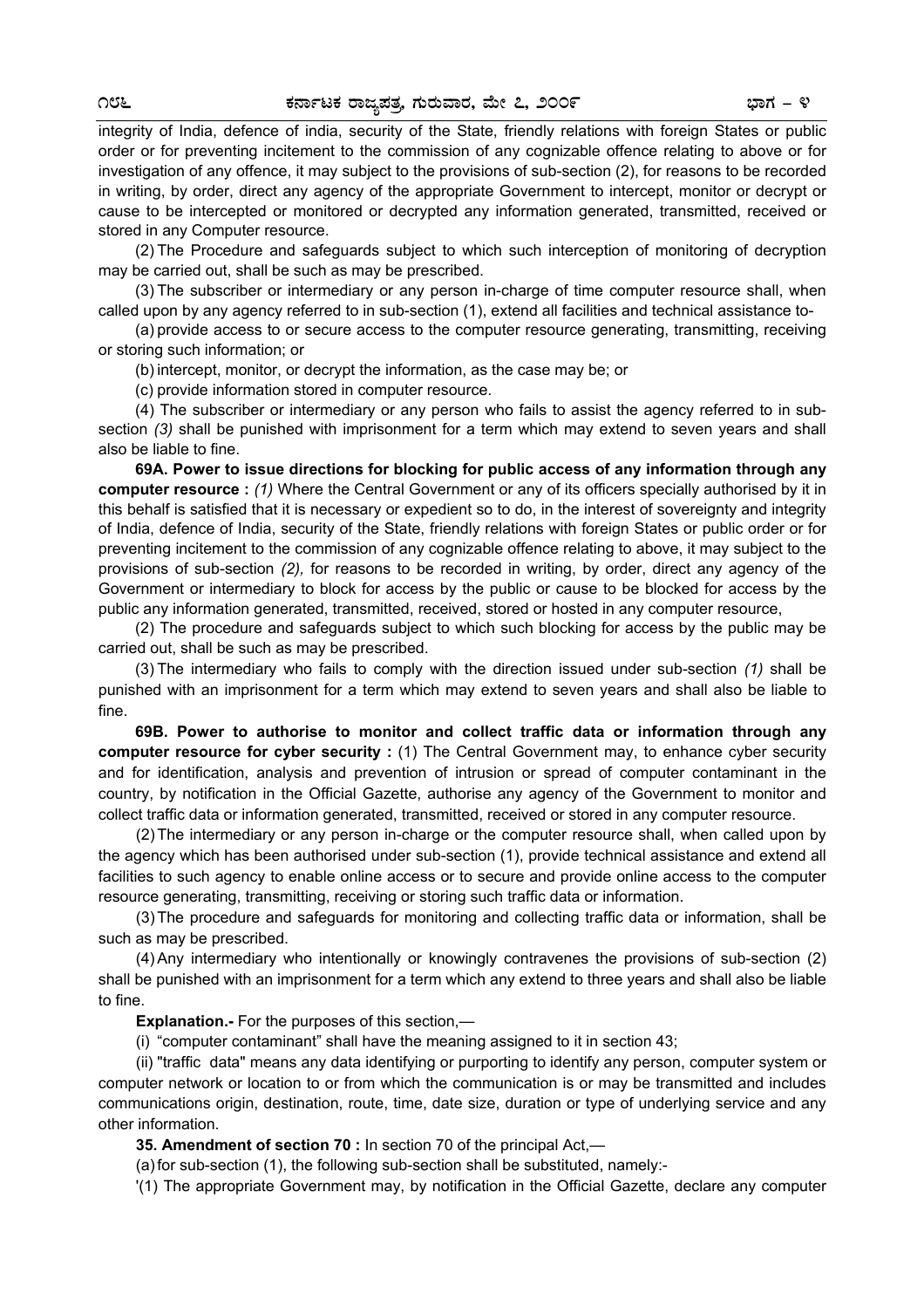integrity of India, defence of india, security of the State, friendly relations with foreign States or public order or for preventing incitement to the commission of any cognizable offence relating to above or for investigation of any offence, it may subject to the provisions of sub-section (2), for reasons to be recorded in writing, by order, direct any agency of the appropriate Government to intercept, monitor or decrypt or cause to be intercepted or monitored or decrypted any information generated, transmitted, received or stored in any Computer resource.

(2) The Procedure and safeguards subject to which such interception of monitoring of decryption may be carried out, shall be such as may be prescribed.

(3) The subscriber or intermediary or any person in-charge of time computer resource shall, when called upon by any agency referred to in sub-section (1), extend all facilities and technical assistance to-

(a) provide access to or secure access to the computer resource generating, transmitting, receiving or storing such information; or

(b) intercept, monitor, or decrypt the information, as the case may be; or

(c) provide information stored in computer resource.

(4) The subscriber or intermediary or any person who fails to assist the agency referred to in sub-section *(3)* shall be punished with imprisonment for a term which may extend to seven years and shall also be liable to fine.

**69A. Power to issue directions for blocking for public access of any information through any computer resource :** *(1)* Where the Central Government or any of its officers specially authorised by it in this behalf is satisfied that it is necessary or expedient so to do, in the interest of sovereignty and integrity of India, defence of India, security of the State, friendly relations with foreign States or public order or for preventing incitement to the commission of any cognizable offence relating to above, it may subject to the provisions of sub-section *(2),* for reasons to be recorded in writing, by order, direct any agency of the Government or intermediary to block for access by the public or cause to be blocked for access by the public any information generated, transmitted, received, stored or hosted in any computer resource,

(2) The procedure and safeguards subject to which such blocking for access by the public may be carried out, shall be such as may be prescribed.

(3) The intermediary who fails to comply with the direction issued under sub-section *(1)* shall be punished with an imprisonment for a term which may extend to seven years and shall also be liable to fine.

**69B. Power to authorise to monitor and collect traffic data or information through any computer resource for cyber security :** (1) The Central Government may, to enhance cyber security and for identification, analysis and prevention of intrusion or spread of computer contaminant in the country, by notification in the Official Gazette, authorise any agency of the Government to monitor and collect traffic data or information generated, transmitted, received or stored in any computer resource.

(2) The intermediary or any person in-charge or the computer resource shall, when called upon by the agency which has been authorised under sub-section (1), provide technical assistance and extend all facilities to such agency to enable online access or to secure and provide online access to the computer resource generating, transmitting, receiving or storing such traffic data or information.

(3) The procedure and safeguards for monitoring and collecting traffic data or information, shall be such as may be prescribed.

(4) Any intermediary who intentionally or knowingly contravenes the provisions of sub-section (2) shall be punished with an imprisonment for a term which any extend to three years and shall also be liable to fine.

**Explanation.-** For the purposes of this section,—

(i) "computer contaminant" shall have the meaning assigned to it in section 43;

(ii) "traffic data" means any data identifying or purporting to identify any person, computer system or computer network or location to or from which the communication is or may be transmitted and includes communications origin, destination, route, time, date size, duration or type of underlying service and any other information.

**35. Amendment of section 70 :** In section 70 of the principal Act,—

(a) for sub-section (1), the following sub-section shall be substituted, namely:-

'(1) The appropriate Government may, by notification in the Official Gazette, declare any computer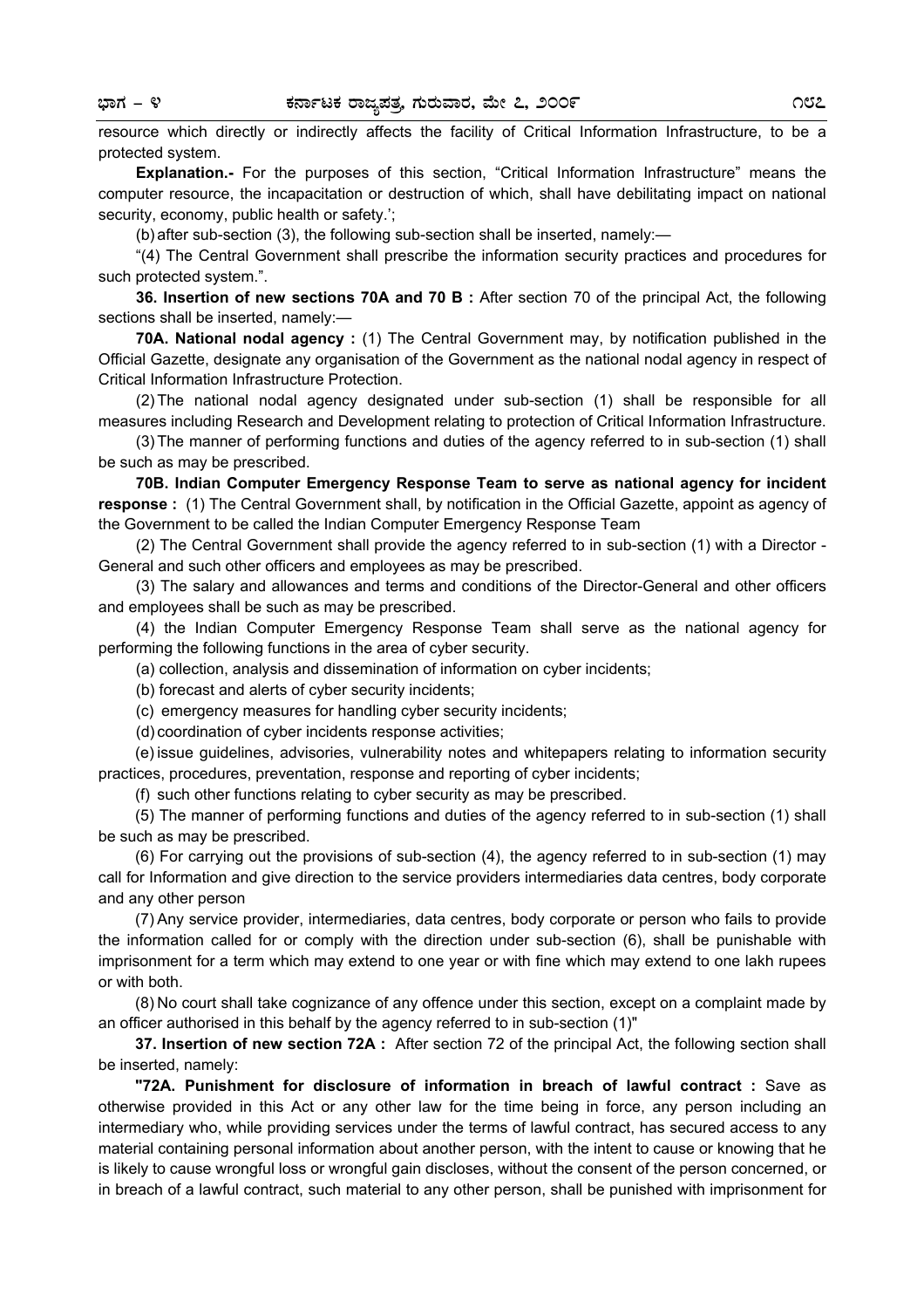resource which directly or indirectly affects the facility of Critical Information Infrastructure, to be a protected system.

**Explanation.-** For the purposes of this section, "Critical Information Infrastructure" means the computer resource, the incapacitation or destruction of which, shall have debilitating impact on national security, economy, public health or safety.';

(b) after sub-section (3), the following sub-section shall be inserted, namely:—

"(4) The Central Government shall prescribe the information security practices and procedures for such protected system.".

**36. Insertion of new sections 70A and 70 B :** After section 70 of the principal Act, the following sections shall be inserted, namely:—

**70A. National nodal agency :** (1) The Central Government may, by notification published in the Official Gazette, designate any organisation of the Government as the national nodal agency in respect of Critical Information Infrastructure Protection.

(2) The national nodal agency designated under sub-section (1) shall be responsible for all measures including Research and Development relating to protection of Critical Information Infrastructure.

(3) The manner of performing functions and duties of the agency referred to in sub-section (1) shall be such as may be prescribed.

**70B. Indian Computer Emergency Response Team to serve as national agency for incident response :** (1) The Central Government shall, by notification in the Official Gazette, appoint as agency of the Government to be called the Indian Computer Emergency Response Team

(2) The Central Government shall provide the agency referred to in sub-section (1) with a Director - General and such other officers and employees as may be prescribed.

(3) The salary and allowances and terms and conditions of the Director-General and other officers and employees shall be such as may be prescribed.

(4) the Indian Computer Emergency Response Team shall serve as the national agency for performing the following functions in the area of cyber security.

(a) collection, analysis and dissemination of information on cyber incidents;

(b) forecast and alerts of cyber security incidents;

(c) emergency measures for handling cyber security incidents;

(d) coordination of cyber incidents response activities;

(e) issue guidelines, advisories, vulnerability notes and whitepapers relating to information security practices, procedures, preventation, response and reporting of cyber incidents;

(f) such other functions relating to cyber security as may be prescribed.

(5) The manner of performing functions and duties of the agency referred to in sub-section (1) shall be such as may be prescribed.

(6) For carrying out the provisions of sub-section (4), the agency referred to in sub-section (1) may call for Information and give direction to the service providers intermediaries data centres, body corporate and any other person

(7) Any service provider, intermediaries, data centres, body corporate or person who fails to provide the information called for or comply with the direction under sub-section (6), shall be punishable with imprisonment for a term which may extend to one year or with fine which may extend to one lakh rupees or with both.

(8) No court shall take cognizance of any offence under this section, except on a complaint made by an officer authorised in this behalf by the agency referred to in sub-section (1)"

**37. Insertion of new section 72A :** After section 72 of the principal Act, the following section shall be inserted, namely:

**"72A. Punishment for disclosure of information in breach of lawful contract :** Save as otherwise provided in this Act or any other law for the time being in force, any person including an intermediary who, while providing services under the terms of lawful contract, has secured access to any material containing personal information about another person, with the intent to cause or knowing that he is likely to cause wrongful loss or wrongful gain discloses, without the consent of the person concerned, or in breach of a lawful contract, such material to any other person, shall be punished with imprisonment for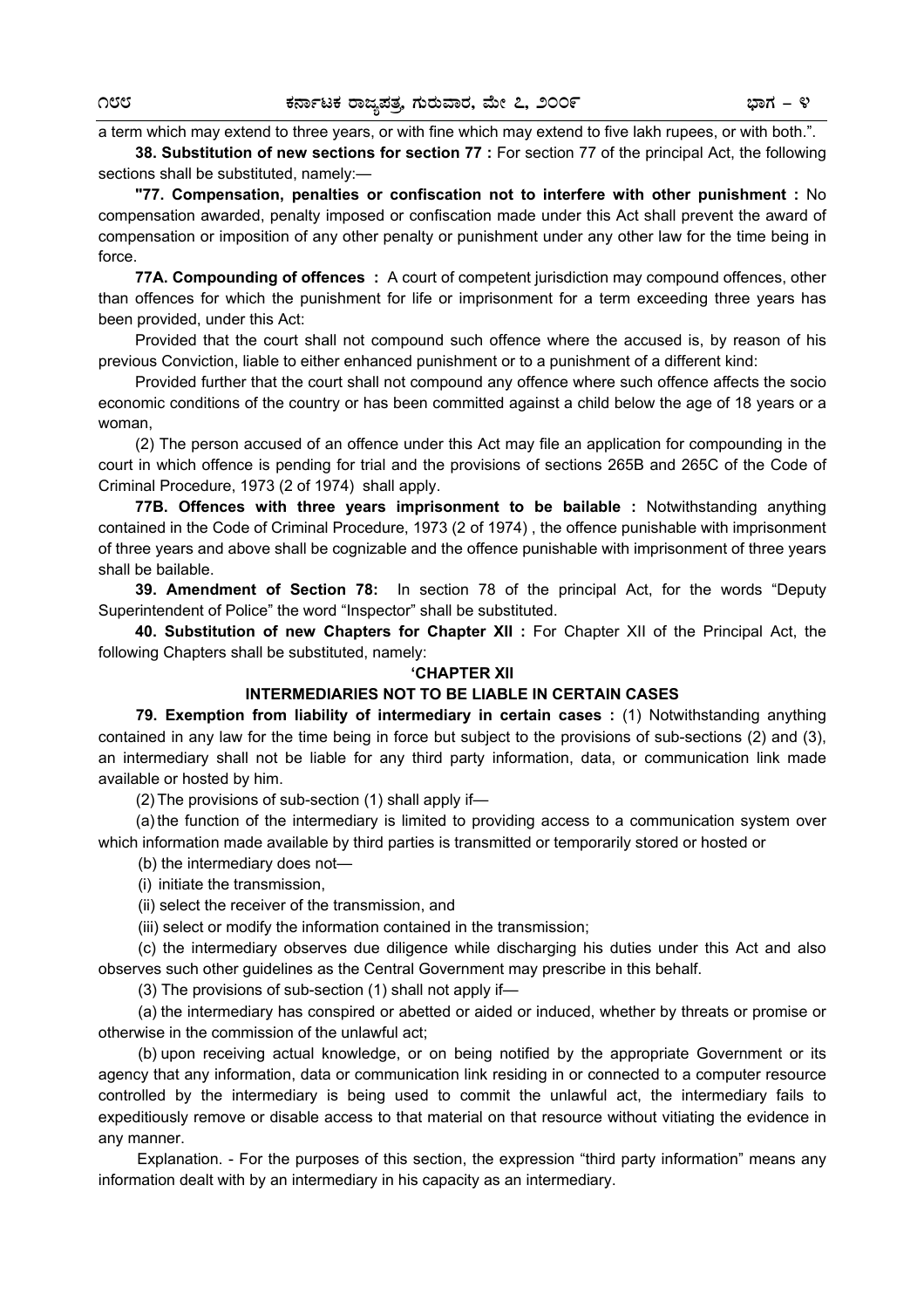a term which may extend to three years, or with fine which may extend to five lakh rupees, or with both.".

**38. Substitution of new sections for section 77 :** For section 77 of the principal Act, the following sections shall be substituted, namely:—

**"77. Compensation, penalties or confiscation not to interfere with other punishment :** No compensation awarded, penalty imposed or confiscation made under this Act shall prevent the award of compensation or imposition of any other penalty or punishment under any other law for the time being in force.

**77A. Compounding of offences :** A court of competent jurisdiction may compound offences, other than offences for which the punishment for life or imprisonment for a term exceeding three years has been provided, under this Act:

Provided that the court shall not compound such offence where the accused is, by reason of his previous Conviction, liable to either enhanced punishment or to a punishment of a different kind:

Provided further that the court shall not compound any offence where such offence affects the socio economic conditions of the country or has been committed against a child below the age of 18 years or a woman,

(2) The person accused of an offence under this Act may file an application for compounding in the court in which offence is pending for trial and the provisions of sections 265B and 265C of the Code of Criminal Procedure, 1973 (2 of 1974) shall apply.

**77B. Offences with three years imprisonment to be bailable :** Notwithstanding anything contained in the Code of Criminal Procedure, 1973 (2 of 1974) , the offence punishable with imprisonment of three years and above shall be cognizable and the offence punishable with imprisonment of three years shall be bailable.

**39. Amendment of Section 78:** In section 78 of the principal Act, for the words "Deputy Superintendent of Police" the word "Inspector" shall be substituted.

**40. Substitution of new Chapters for Chapter XII :** For Chapter XII of the Principal Act, the following Chapters shall be substituted, namely:

**'CHAPTER XII**

**INTERMEDIARIES NOT TO BE LIABLE IN CERTAIN CASES**

**79. Exemption from liability of intermediary in certain cases :** (1) Notwithstanding anything contained in any law for the time being in force but subject to the provisions of sub-sections (2) and (3), an intermediary shall not be liable for any third party information, data, or communication link made available or hosted by him.

(2) The provisions of sub-section (1) shall apply if—

(a) the function of the intermediary is limited to providing access to a communication system over which information made available by third parties is transmitted or temporarily stored or hosted or

(b) the intermediary does not—

(i) initiate the transmission,

(ii) select the receiver of the transmission, and

(iii) select or modify the information contained in the transmission;

(c) the intermediary observes due diligence while discharging his duties under this Act and also observes such other guidelines as the Central Government may prescribe in this behalf.

(3) The provisions of sub-section (1) shall not apply if—

(a) the intermediary has conspired or abetted or aided or induced, whether by threats or promise or otherwise in the commission of the unlawful act;

(b) upon receiving actual knowledge, or on being notified by the appropriate Government or its agency that any information, data or communication link residing in or connected to a computer resource controlled by the intermediary is being used to commit the unlawful act, the intermediary fails to expeditiously remove or disable access to that material on that resource without vitiating the evidence in any manner.

Explanation. - For the purposes of this section, the expression "third party information" means any information dealt with by an intermediary in his capacity as an intermediary.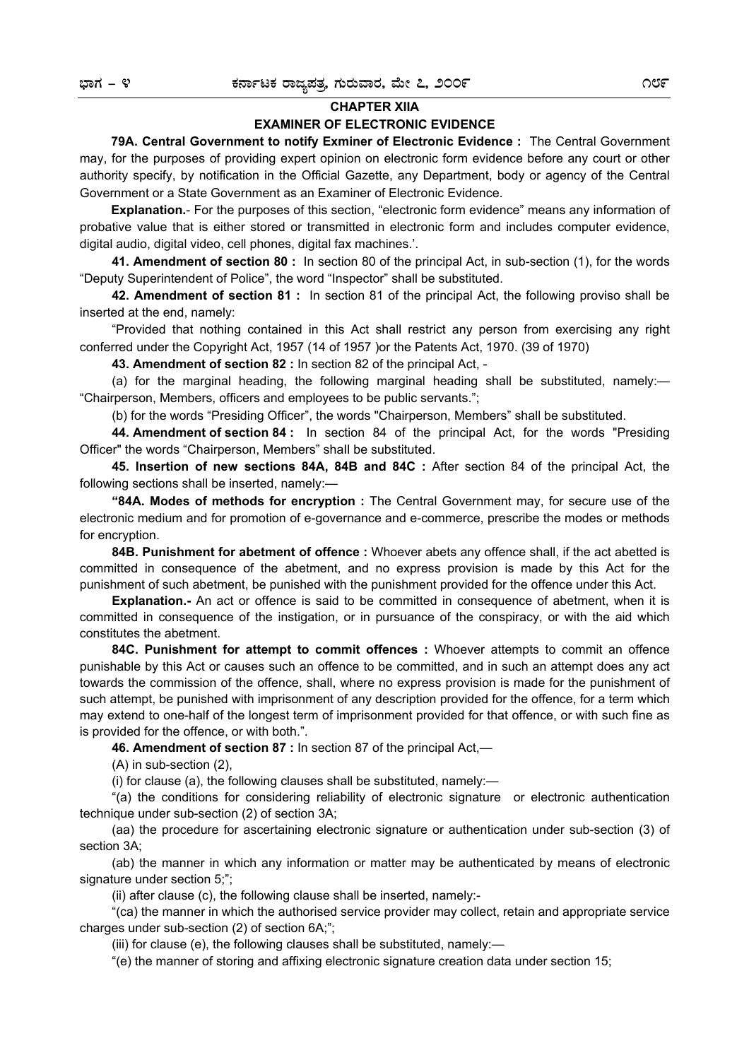## CHAPTER XIIA

## EXAMINER OF ELECTRONIC EVIDENCE

**79A. Central Government to notify Exminer of Electronic Evidence :** The Central Government may, for the purposes of providing expert opinion on electronic form evidence before any court or other authority specify, by notification in the Official Gazette, any Department, body or agency of the Central Government or a State Government as an Examiner of Electronic Evidence.

**Explanation.**- For the purposes of this section, "electronic form evidence" means any information of probative value that is either stored or transmitted in electronic form and includes computer evidence, digital audio, digital video, cell phones, digital fax machines.'.

**41. Amendment of section 80 :** In section 80 of the principal Act, in sub-section (1), for the words "Deputy Superintendent of Police", the word "Inspector" shall be substituted.

**42. Amendment of section 81 :** In section 81 of the principal Act, the following proviso shall be inserted at the end, namely:

"Provided that nothing contained in this Act shall restrict any person from exercising any right conferred under the Copyright Act, 1957 (14 of 1957 )or the Patents Act, 1970. (39 of 1970)

**43. Amendment of section 82 :** In section 82 of the principal Act, -

(a) for the marginal heading, the following marginal heading shall be substituted, namely:— "Chairperson, Members, officers and employees to be public servants.";

(b) for the words "Presiding Officer", the words "Chairperson, Members" shall be substituted.

**44. Amendment of section 84 :** In section 84 of the principal Act, for the words "Presiding Officer" the words "Chairperson, Members" shall be substituted.

**45. Insertion of new sections 84A, 84B and 84C :** After section 84 of the principal Act, the following sections shall be inserted, namely:—

**"84A. Modes of methods for encryption :** The Central Government may, for secure use of the electronic medium and for promotion of e-governance and e-commerce, prescribe the modes or methods for encryption.

**84B. Punishment for abetment of offence :** Whoever abets any offence shall, if the act abetted is committed in consequence of the abetment, and no express provision is made by this Act for the punishment of such abetment, be punished with the punishment provided for the offence under this Act.

**Explanation.-** An act or offence is said to be committed in consequence of abetment, when it is committed in consequence of the instigation, or in pursuance of the conspiracy, or with the aid which constitutes the abetment.

**84C. Punishment for attempt to commit offences :** Whoever attempts to commit an offence punishable by this Act or causes such an offence to be committed, and in such an attempt does any act towards the commission of the offence, shall, where no express provision is made for the punishment of such attempt, be punished with imprisonment of any description provided for the offence, for a term which may extend to one-half of the longest term of imprisonment provided for that offence, or with such fine as is provided for the offence, or with both.".

**46. Amendment of section 87 :** In section 87 of the principal Act,—

(A) in sub-section (2),

(i) for clause (a), the following clauses shall be substituted, namely:—

"(a) the conditions for considering reliability of electronic signature or electronic authentication technique under sub-section (2) of section 3A;

(aa) the procedure for ascertaining electronic signature or authentication under sub-section (3) of section 3A;

(ab) the manner in which any information or matter may be authenticated by means of electronic signature under section 5;";

(ii) after clause (c), the following clause shall be inserted, namely:-

"(ca) the manner in which the authorised service provider may collect, retain and appropriate service charges under sub-section (2) of section 6A;";

(iii) for clause (e), the following clauses shall be substituted, namely:—

"(e) the manner of storing and affixing electronic signature creation data under section 15;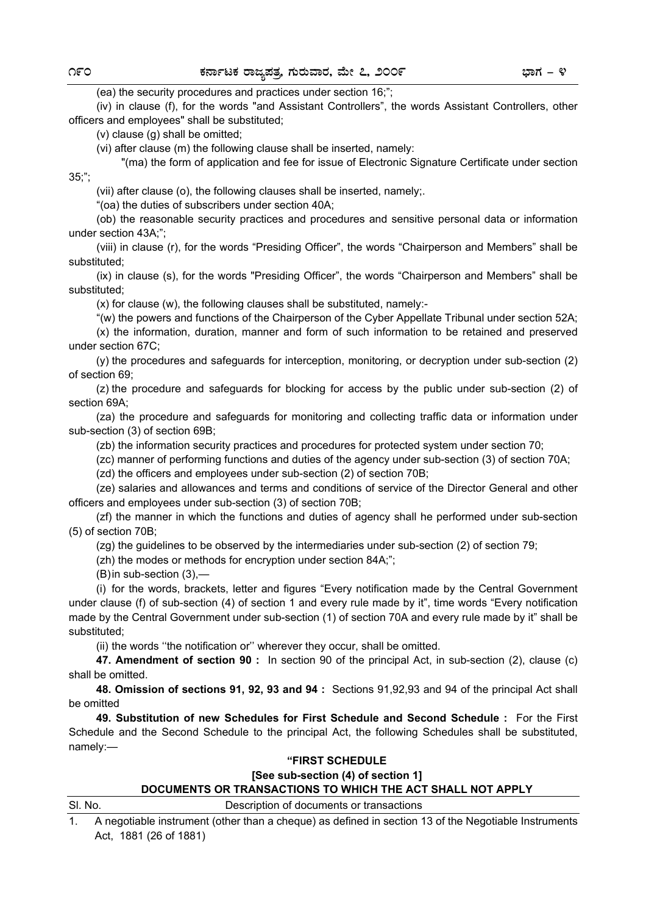(ea) the security procedures and practices under section 16;";

(iv) in clause (f), for the words "and Assistant Controllers", the words Assistant Controllers, other officers and employees" shall be substituted;

(v) clause (g) shall be omitted;

(vi) after clause (m) the following clause shall be inserted, namely:

"(ma) the form of application and fee for issue of Electronic Signature Certificate under section 35;";

(vii) after clause (o), the following clauses shall be inserted, namely;.

"(oa) the duties of subscribers under section 40A;

(ob) the reasonable security practices and procedures and sensitive personal data or information under section 43A;";

(viii) in clause (r), for the words "Presiding Officer", the words "Chairperson and Members" shall be substituted;

(ix) in clause (s), for the words "Presiding Officer", the words "Chairperson and Members" shall be substituted;

(x) for clause (w), the following clauses shall be substituted, namely:-

"(w) the powers and functions of the Chairperson of the Cyber Appellate Tribunal under section 52A;

(x) the information, duration, manner and form of such information to be retained and preserved under section 67C;

(y) the procedures and safeguards for interception, monitoring, or decryption under sub-section (2) of section 69;

(z) the procedure and safeguards for blocking for access by the public under sub-section (2) of section 69A;

(za) the procedure and safeguards for monitoring and collecting traffic data or information under sub-section (3) of section 69B;

(zb) the information security practices and procedures for protected system under section 70;

(zc) manner of performing functions and duties of the agency under sub-section (3) of section 70A;

(zd) the officers and employees under sub-section (2) of section 70B;

(ze) salaries and allowances and terms and conditions of service of the Director General and other officers and employees under sub-section (3) of section 70B;

(zf) the manner in which the functions and duties of agency shall he performed under sub-section (5) of section 70B;

(zg) the guidelines to be observed by the intermediaries under sub-section (2) of section 79;

(zh) the modes or methods for encryption under section 84A;";

(B) in sub-section (3),—

(i) for the words, brackets, letter and figures "Every notification made by the Central Government under clause (f) of sub-section (4) of section 1 and every rule made by it", time words "Every notification made by the Central Government under sub-section (1) of section 70A and every rule made by it" shall be substituted;

(ii) the words ''the notification or'' wherever they occur, shall be omitted.

**47. Amendment of section 90 :** In section 90 of the principal Act, in sub-section (2), clause (c) shall be omitted.

**48. Omission of sections 91, 92, 93 and 94 :** Sections 91,92,93 and 94 of the principal Act shall be omitted

**49. Substitution of new Schedules for First Schedule and Second Schedule :** For the First Schedule and the Second Schedule to the principal Act, the following Schedules shall be substituted, namely:—

**"FIRST SCHEDULE**

**[See sub-section (4) of section 1]**

**DOCUMENTS OR TRANSACTIONS TO WHICH THE ACT SHALL NOT APPLY**

| Sl. No. | Description of documents or transactions |
|---|---|
| 1. | A negotiable instrument (other than a cheque) as defined in section 13 of the Negotiable Instruments Act, 1881 (26 of 1881) |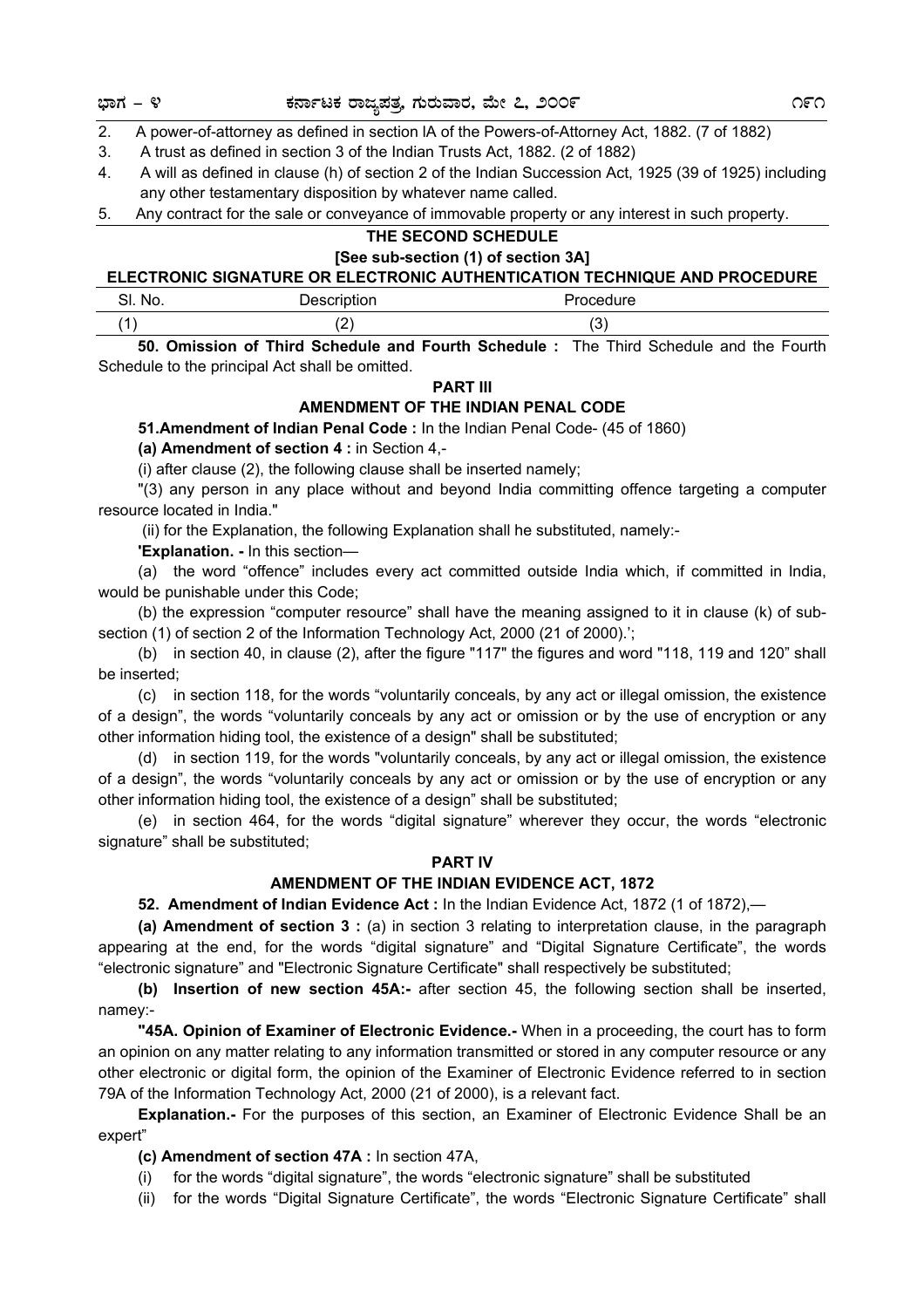2. A power-of-attorney as defined in section lA of the Powers-of-Attorney Act, 1882. (7 of 1882)
3. A trust as defined in section 3 of the Indian Trusts Act, 1882. (2 of 1882)
4. A will as defined in clause (h) of section 2 of the Indian Succession Act, 1925 (39 of 1925) including any other testamentary disposition by whatever name called.
5. Any contract for the sale or conveyance of immovable property or any interest in such property.

**THE SECOND SCHEDULE**

**[See sub-section (1) of section 3A]**

**ELECTRONIC SIGNATURE OR ELECTRONIC AUTHENTICATION TECHNIQUE AND PROCEDURE**

| Sl. No. | Description | Procedure |
|---|---|---|
| (1) | (2) | (3) |

**50. Omission of Third Schedule and Fourth Schedule :** The Third Schedule and the Fourth Schedule to the principal Act shall be omitted.

**PART III**

**AMENDMENT OF THE INDIAN PENAL CODE**

**51.Amendment of Indian Penal Code :** In the Indian Penal Code- (45 of 1860)

**(a) Amendment of section 4 :** in Section 4,-

(i) after clause (2), the following clause shall be inserted namely;

"(3) any person in any place without and beyond India committing offence targeting a computer resource located in India."

(ii) for the Explanation, the following Explanation shall he substituted, namely:-

'**Explanation. -** In this section—

(a) the word "offence" includes every act committed outside India which, if committed in India, would be punishable under this Code;

(b) the expression "computer resource" shall have the meaning assigned to it in clause (k) of sub-section (1) of section 2 of the Information Technology Act, 2000 (21 of 2000).';

(b) in section 40, in clause (2), after the figure "117" the figures and word "118, 119 and 120" shall be inserted;

(c) in section 118, for the words "voluntarily conceals, by any act or illegal omission, the existence of a design", the words "voluntarily conceals by any act or omission or by the use of encryption or any other information hiding tool, the existence of a design" shall be substituted;

(d) in section 119, for the words "voluntarily conceals, by any act or illegal omission, the existence of a design", the words "voluntarily conceals by any act or omission or by the use of encryption or any other information hiding tool, the existence of a design" shall be substituted;

(e) in section 464, for the words "digital signature" wherever they occur, the words "electronic signature" shall be substituted;

**PART IV**

**AMENDMENT OF THE INDIAN EVIDENCE ACT, 1872**

**52. Amendment of Indian Evidence Act :** In the Indian Evidence Act, 1872 (1 of 1872),—

**(a) Amendment of section 3 :** (a) in section 3 relating to interpretation clause, in the paragraph appearing at the end, for the words "digital signature" and "Digital Signature Certificate", the words "electronic signature" and "Electronic Signature Certificate" shall respectively be substituted;

**(b) Insertion of new section 45A:-** after section 45, the following section shall be inserted, namey:-

**"45A. Opinion of Examiner of Electronic Evidence.-** When in a proceeding, the court has to form an opinion on any matter relating to any information transmitted or stored in any computer resource or any other electronic or digital form, the opinion of the Examiner of Electronic Evidence referred to in section 79A of the Information Technology Act, 2000 (21 of 2000), is a relevant fact.

**Explanation.-** For the purposes of this section, an Examiner of Electronic Evidence Shall be an expert"

**(c) Amendment of section 47A :** In section 47A,

(i) for the words "digital signature", the words "electronic signature" shall be substituted

(ii) for the words "Digital Signature Certificate", the words "Electronic Signature Certificate" shall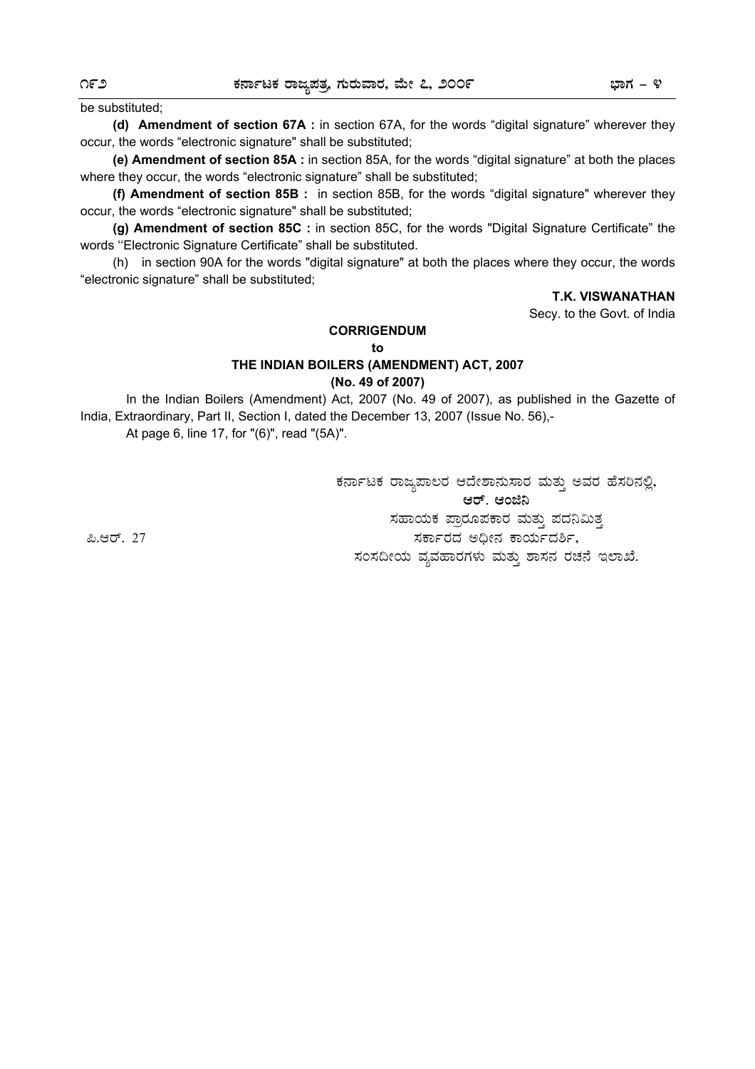be substituted;

**(d) Amendment of section 67A :** in section 67A, for the words "digital signature" wherever they occur, the words "electronic signature" shall be substituted;

**(e) Amendment of section 85A :** in section 85A, for the words "digital signature" at both the places where they occur, the words "electronic signature" shall be substituted;

**(f) Amendment of section 85B :** in section 85B, for the words "digital signature" wherever they occur, the words "electronic signature" shall be substituted;

**(g) Amendment of section 85C :** in section 85C, for the words "Digital Signature Certificate" the words ''Electronic Signature Certificate" shall be substituted.

(h) in section 90A for the words "digital signature" at both the places where they occur, the words "electronic signature" shall be substituted;

**T.K. VISWANATHAN**
Secy. to the Govt. of India

**CORRIGENDUM**

**to**

**THE INDIAN BOILERS (AMENDMENT) ACT, 2007**

**(No. 49 of 2007)**

In the Indian Boilers (Amendment) Act, 2007 (No. 49 of 2007), as published in the Gazette of India, Extraordinary, Part II, Section I, dated the December 13, 2007 (Issue No. 56),-

At page 6, line 17, for "(6)", read "(5A)".

ಕರ್ನಾಟಕ ರಾಜ್ಯಪಾಲರ ಆದೇಶಾನುಸಾರ ಮತ್ತು ಅವರ ಹೆಸರಿನಲ್ಲಿ,
**ಆರ್. ಆಂಜನಿ**
ಸಹಾಯಕ ಪ್ರಾರೂಪಕಾರ ಮತ್ತು ಪದನಿಮಿತ್ತ
ಸರ್ಕಾರದ ಅಧೀನ ಕಾರ್ಯದರ್ಶಿ,
ಸಂಸದೀಯ ವ್ಯವಹಾರಗಳು ಮತ್ತು ಶಾಸನ ರಚನೆ ಇಲಾಖೆ.

ಪಿ.ಆರ್. 27